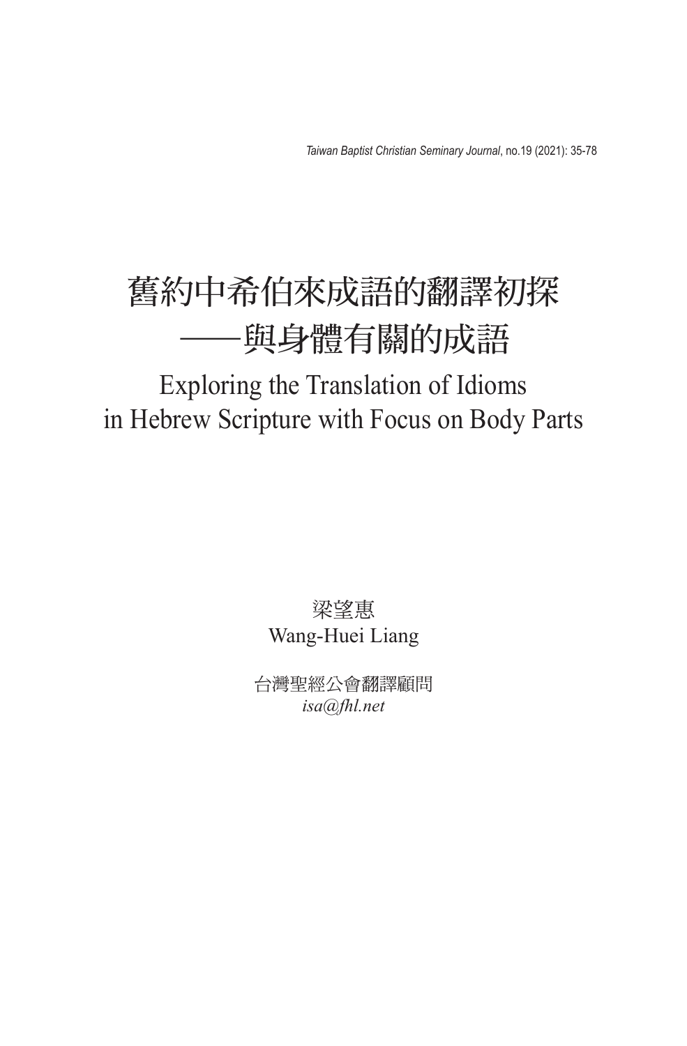# 舊約中希伯來成語的翻譯初探
# ——與身體有關的成語

## Exploring the Translation of Idioms in Hebrew Scripture with Focus on Body Parts

梁望惠
Wang-Huei Liang

台灣聖經公會翻譯顧問
*isa@fhl.net*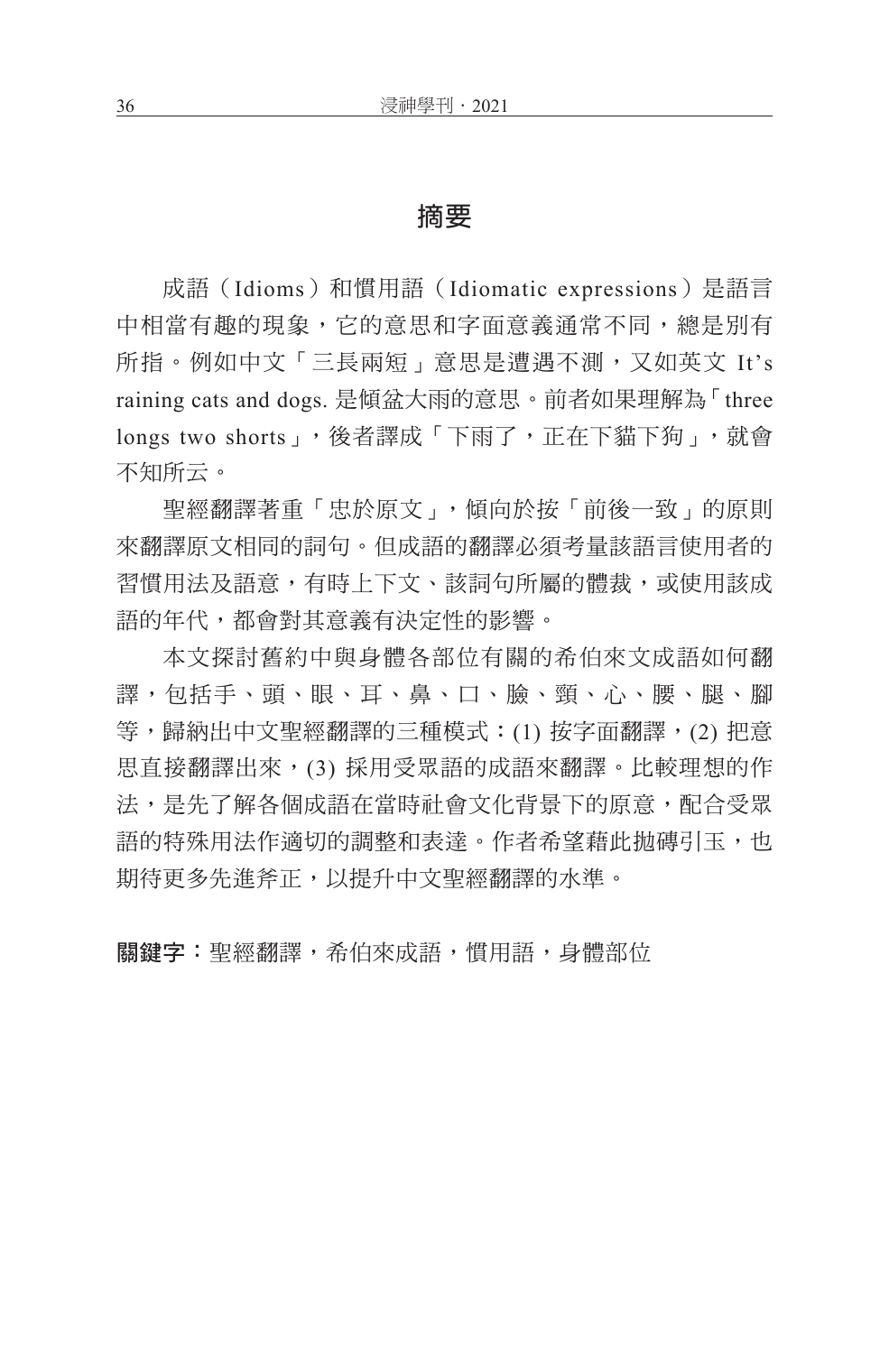## 摘要

成語（Idioms）和慣用語（Idiomatic expressions）是語言中相當有趣的現象，它的意思和字面意義通常不同，總是別有所指。例如中文「三長兩短」意思是遭遇不測，又如英文 It's raining cats and dogs. 是傾盆大雨的意思。前者如果理解為「three longs two shorts」，後者譯成「下雨了，正在下貓下狗」，就會不知所云。

聖經翻譯著重「忠於原文」，傾向於按「前後一致」的原則來翻譯原文相同的詞句。但成語的翻譯必須考量該語言使用者的習慣用法及語意，有時上下文、該詞句所屬的體裁，或使用該成語的年代，都會對其意義有決定性的影響。

本文探討舊約中與身體各部位有關的希伯來文成語如何翻譯，包括手、頭、眼、耳、鼻、口、臉、頸、心、腰、腿、腳等，歸納出中文聖經翻譯的三種模式：(1) 按字面翻譯，(2) 把意思直接翻譯出來，(3) 採用受眾語的成語來翻譯。比較理想的作法，是先了解各個成語在當時社會文化背景下的原意，配合受眾語的特殊用法作適切的調整和表達。作者希望藉此拋磚引玉，也期待更多先進斧正，以提升中文聖經翻譯的水準。

**關鍵字：**聖經翻譯，希伯來成語，慣用語，身體部位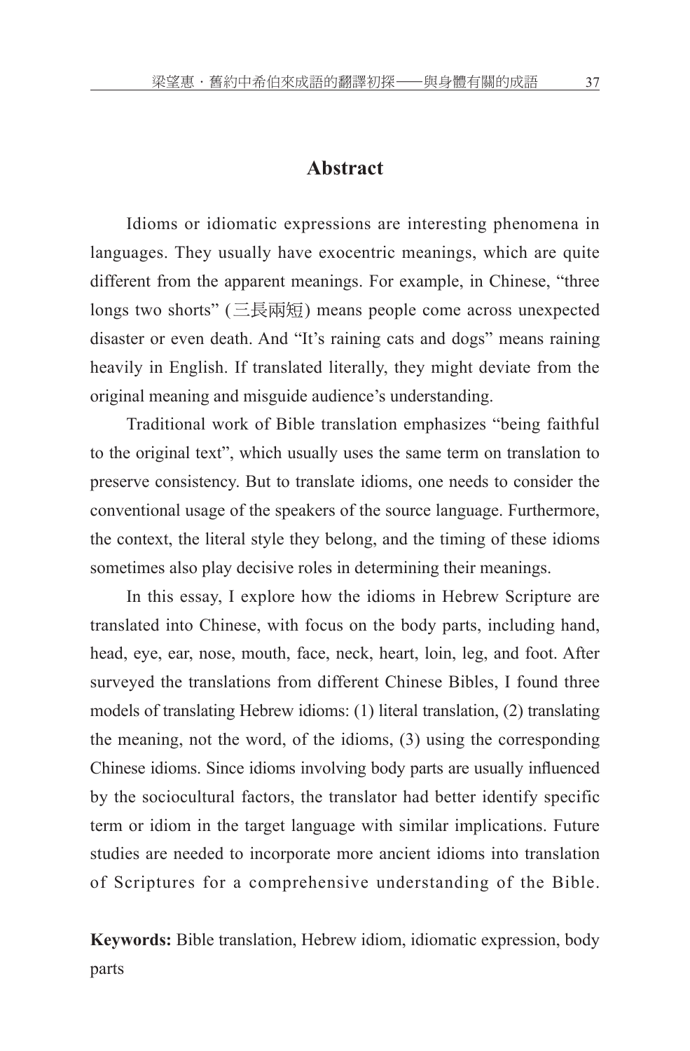## Abstract

Idioms or idiomatic expressions are interesting phenomena in languages. They usually have exocentric meanings, which are quite different from the apparent meanings. For example, in Chinese, "three longs two shorts" (三長兩短) means people come across unexpected disaster or even death. And "It's raining cats and dogs" means raining heavily in English. If translated literally, they might deviate from the original meaning and misguide audience's understanding.

Traditional work of Bible translation emphasizes "being faithful to the original text", which usually uses the same term on translation to preserve consistency. But to translate idioms, one needs to consider the conventional usage of the speakers of the source language. Furthermore, the context, the literal style they belong, and the timing of these idioms sometimes also play decisive roles in determining their meanings.

In this essay, I explore how the idioms in Hebrew Scripture are translated into Chinese, with focus on the body parts, including hand, head, eye, ear, nose, mouth, face, neck, heart, loin, leg, and foot. After surveyed the translations from different Chinese Bibles, I found three models of translating Hebrew idioms: (1) literal translation, (2) translating the meaning, not the word, of the idioms, (3) using the corresponding Chinese idioms. Since idioms involving body parts are usually influenced by the sociocultural factors, the translator had better identify specific term or idiom in the target language with similar implications. Future studies are needed to incorporate more ancient idioms into translation of Scriptures for a comprehensive understanding of the Bible.

**Keywords:** Bible translation, Hebrew idiom, idiomatic expression, body parts